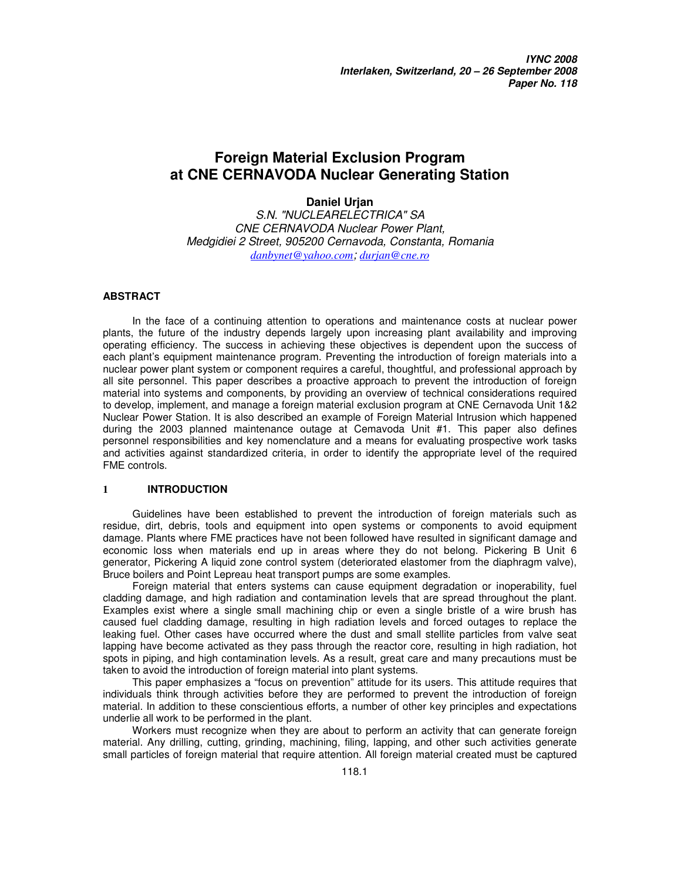***IYNC 2008***
***Interlaken, Switzerland, 20 – 26 September 2008***
***Paper No. 118***

# Foreign Material Exclusion Program at CNE CERNAVODA Nuclear Generating Station

**Daniel Urjan**

*S.N. "NUCLEARELECTRICA" SA*
*CNE CERNAVODA Nuclear Power Plant,*
*Medgidiei 2 Street, 905200 Cernavoda, Constanta, Romania*
*danbynet@yahoo.com; durjan@cne.ro*

## ABSTRACT

In the face of a continuing attention to operations and maintenance costs at nuclear power plants, the future of the industry depends largely upon increasing plant availability and improving operating efficiency. The success in achieving these objectives is dependent upon the success of each plant's equipment maintenance program. Preventing the introduction of foreign materials into a nuclear power plant system or component requires a careful, thoughtful, and professional approach by all site personnel. This paper describes a proactive approach to prevent the introduction of foreign material into systems and components, by providing an overview of technical considerations required to develop, implement, and manage a foreign material exclusion program at CNE Cernavoda Unit 1&2 Nuclear Power Station. It is also described an example of Foreign Material Intrusion which happened during the 2003 planned maintenance outage at Cemavoda Unit #1. This paper also defines personnel responsibilities and key nomenclature and a means for evaluating prospective work tasks and activities against standardized criteria, in order to identify the appropriate level of the required FME controls.

## 1 INTRODUCTION

Guidelines have been established to prevent the introduction of foreign materials such as residue, dirt, debris, tools and equipment into open systems or components to avoid equipment damage. Plants where FME practices have not been followed have resulted in significant damage and economic loss when materials end up in areas where they do not belong. Pickering B Unit 6 generator, Pickering A liquid zone control system (deteriorated elastomer from the diaphragm valve), Bruce boilers and Point Lepreau heat transport pumps are some examples.

Foreign material that enters systems can cause equipment degradation or inoperability, fuel cladding damage, and high radiation and contamination levels that are spread throughout the plant. Examples exist where a single small machining chip or even a single bristle of a wire brush has caused fuel cladding damage, resulting in high radiation levels and forced outages to replace the leaking fuel. Other cases have occurred where the dust and small stellite particles from valve seat lapping have become activated as they pass through the reactor core, resulting in high radiation, hot spots in piping, and high contamination levels. As a result, great care and many precautions must be taken to avoid the introduction of foreign material into plant systems.

This paper emphasizes a "focus on prevention" attitude for its users. This attitude requires that individuals think through activities before they are performed to prevent the introduction of foreign material. In addition to these conscientious efforts, a number of other key principles and expectations underlie all work to be performed in the plant.

Workers must recognize when they are about to perform an activity that can generate foreign material. Any drilling, cutting, grinding, machining, filing, lapping, and other such activities generate small particles of foreign material that require attention. All foreign material created must be captured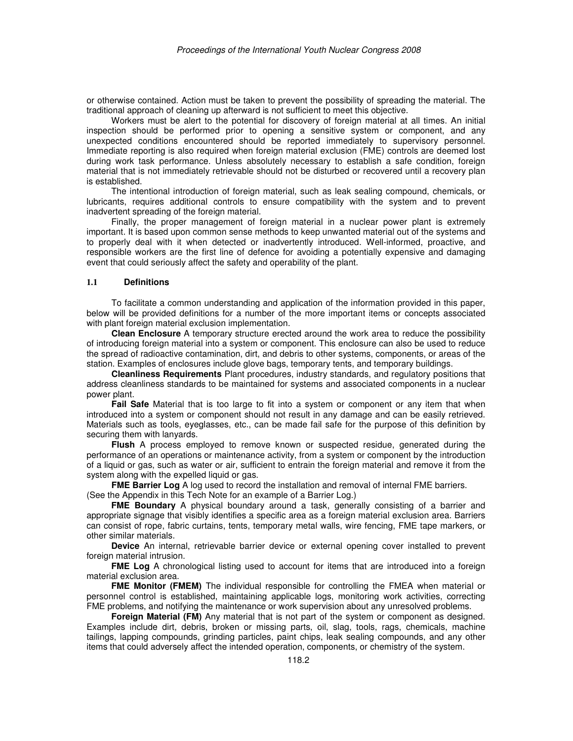or otherwise contained. Action must be taken to prevent the possibility of spreading the material. The traditional approach of cleaning up afterward is not sufficient to meet this objective.

Workers must be alert to the potential for discovery of foreign material at all times. An initial inspection should be performed prior to opening a sensitive system or component, and any unexpected conditions encountered should be reported immediately to supervisory personnel. Immediate reporting is also required when foreign material exclusion (FME) controls are deemed lost during work task performance. Unless absolutely necessary to establish a safe condition, foreign material that is not immediately retrievable should not be disturbed or recovered until a recovery plan is established.

The intentional introduction of foreign material, such as leak sealing compound, chemicals, or lubricants, requires additional controls to ensure compatibility with the system and to prevent inadvertent spreading of the foreign material.

Finally, the proper management of foreign material in a nuclear power plant is extremely important. It is based upon common sense methods to keep unwanted material out of the systems and to properly deal with it when detected or inadvertently introduced. Well-informed, proactive, and responsible workers are the first line of defence for avoiding a potentially expensive and damaging event that could seriously affect the safety and operability of the plant.

### 1.1 Definitions

To facilitate a common understanding and application of the information provided in this paper, below will be provided definitions for a number of the more important items or concepts associated with plant foreign material exclusion implementation.

**Clean Enclosure** A temporary structure erected around the work area to reduce the possibility of introducing foreign material into a system or component. This enclosure can also be used to reduce the spread of radioactive contamination, dirt, and debris to other systems, components, or areas of the station. Examples of enclosures include glove bags, temporary tents, and temporary buildings.

**Cleanliness Requirements** Plant procedures, industry standards, and regulatory positions that address cleanliness standards to be maintained for systems and associated components in a nuclear power plant.

**Fail Safe** Material that is too large to fit into a system or component or any item that when introduced into a system or component should not result in any damage and can be easily retrieved. Materials such as tools, eyeglasses, etc., can be made fail safe for the purpose of this definition by securing them with lanyards.

**Flush** A process employed to remove known or suspected residue, generated during the performance of an operations or maintenance activity, from a system or component by the introduction of a liquid or gas, such as water or air, sufficient to entrain the foreign material and remove it from the system along with the expelled liquid or gas.

**FME Barrier Log** A log used to record the installation and removal of internal FME barriers. (See the Appendix in this Tech Note for an example of a Barrier Log.)

**FME Boundary** A physical boundary around a task, generally consisting of a barrier and appropriate signage that visibly identifies a specific area as a foreign material exclusion area. Barriers can consist of rope, fabric curtains, tents, temporary metal walls, wire fencing, FME tape markers, or other similar materials.

**Device** An internal, retrievable barrier device or external opening cover installed to prevent foreign material intrusion.

**FME Log** A chronological listing used to account for items that are introduced into a foreign material exclusion area.

**FME Monitor (FMEM)** The individual responsible for controlling the FMEA when material or personnel control is established, maintaining applicable logs, monitoring work activities, correcting FME problems, and notifying the maintenance or work supervision about any unresolved problems.

**Foreign Material (FM)** Any material that is not part of the system or component as designed. Examples include dirt, debris, broken or missing parts, oil, slag, tools, rags, chemicals, machine tailings, lapping compounds, grinding particles, paint chips, leak sealing compounds, and any other items that could adversely affect the intended operation, components, or chemistry of the system.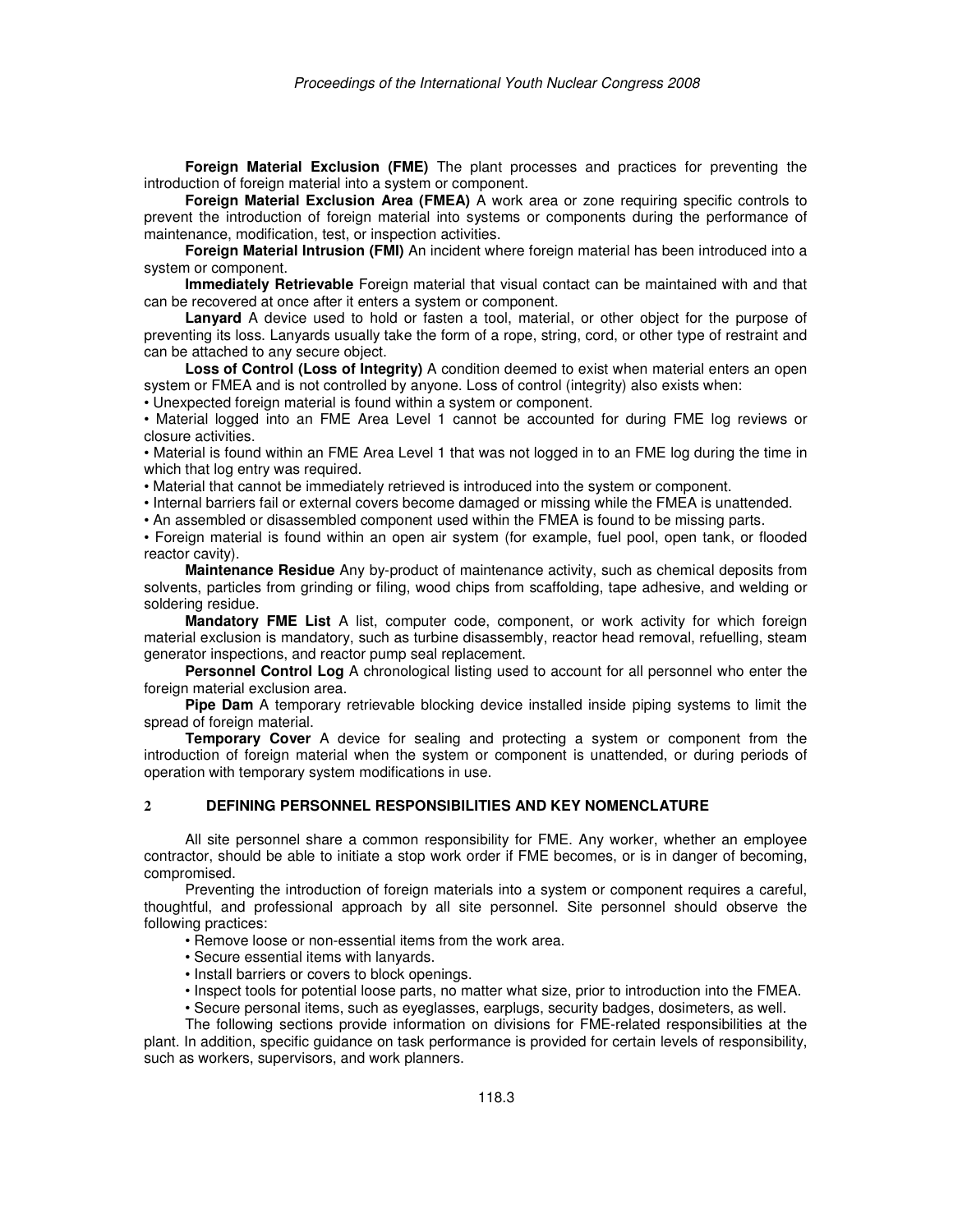**Foreign Material Exclusion (FME)** The plant processes and practices for preventing the introduction of foreign material into a system or component.

**Foreign Material Exclusion Area (FMEA)** A work area or zone requiring specific controls to prevent the introduction of foreign material into systems or components during the performance of maintenance, modification, test, or inspection activities.

**Foreign Material Intrusion (FMI)** An incident where foreign material has been introduced into a system or component.

**Immediately Retrievable** Foreign material that visual contact can be maintained with and that can be recovered at once after it enters a system or component.

**Lanyard** A device used to hold or fasten a tool, material, or other object for the purpose of preventing its loss. Lanyards usually take the form of a rope, string, cord, or other type of restraint and can be attached to any secure object.

**Loss of Control (Loss of Integrity)** A condition deemed to exist when material enters an open system or FMEA and is not controlled by anyone. Loss of control (integrity) also exists when:

- Unexpected foreign material is found within a system or component.
- Material logged into an FME Area Level 1 cannot be accounted for during FME log reviews or closure activities.
- Material is found within an FME Area Level 1 that was not logged in to an FME log during the time in which that log entry was required.
- Material that cannot be immediately retrieved is introduced into the system or component.
- Internal barriers fail or external covers become damaged or missing while the FMEA is unattended.
- An assembled or disassembled component used within the FMEA is found to be missing parts.
- Foreign material is found within an open air system (for example, fuel pool, open tank, or flooded reactor cavity).

**Maintenance Residue** Any by-product of maintenance activity, such as chemical deposits from solvents, particles from grinding or filing, wood chips from scaffolding, tape adhesive, and welding or soldering residue.

**Mandatory FME List** A list, computer code, component, or work activity for which foreign material exclusion is mandatory, such as turbine disassembly, reactor head removal, refuelling, steam generator inspections, and reactor pump seal replacement.

**Personnel Control Log** A chronological listing used to account for all personnel who enter the foreign material exclusion area.

**Pipe Dam** A temporary retrievable blocking device installed inside piping systems to limit the spread of foreign material.

**Temporary Cover** A device for sealing and protecting a system or component from the introduction of foreign material when the system or component is unattended, or during periods of operation with temporary system modifications in use.

## 2 DEFINING PERSONNEL RESPONSIBILITIES AND KEY NOMENCLATURE

All site personnel share a common responsibility for FME. Any worker, whether an employee contractor, should be able to initiate a stop work order if FME becomes, or is in danger of becoming, compromised.

Preventing the introduction of foreign materials into a system or component requires a careful, thoughtful, and professional approach by all site personnel. Site personnel should observe the following practices:

- Remove loose or non-essential items from the work area.
- Secure essential items with lanyards.
- Install barriers or covers to block openings.
- Inspect tools for potential loose parts, no matter what size, prior to introduction into the FMEA.
- Secure personal items, such as eyeglasses, earplugs, security badges, dosimeters, as well.

The following sections provide information on divisions for FME-related responsibilities at the plant. In addition, specific guidance on task performance is provided for certain levels of responsibility, such as workers, supervisors, and work planners.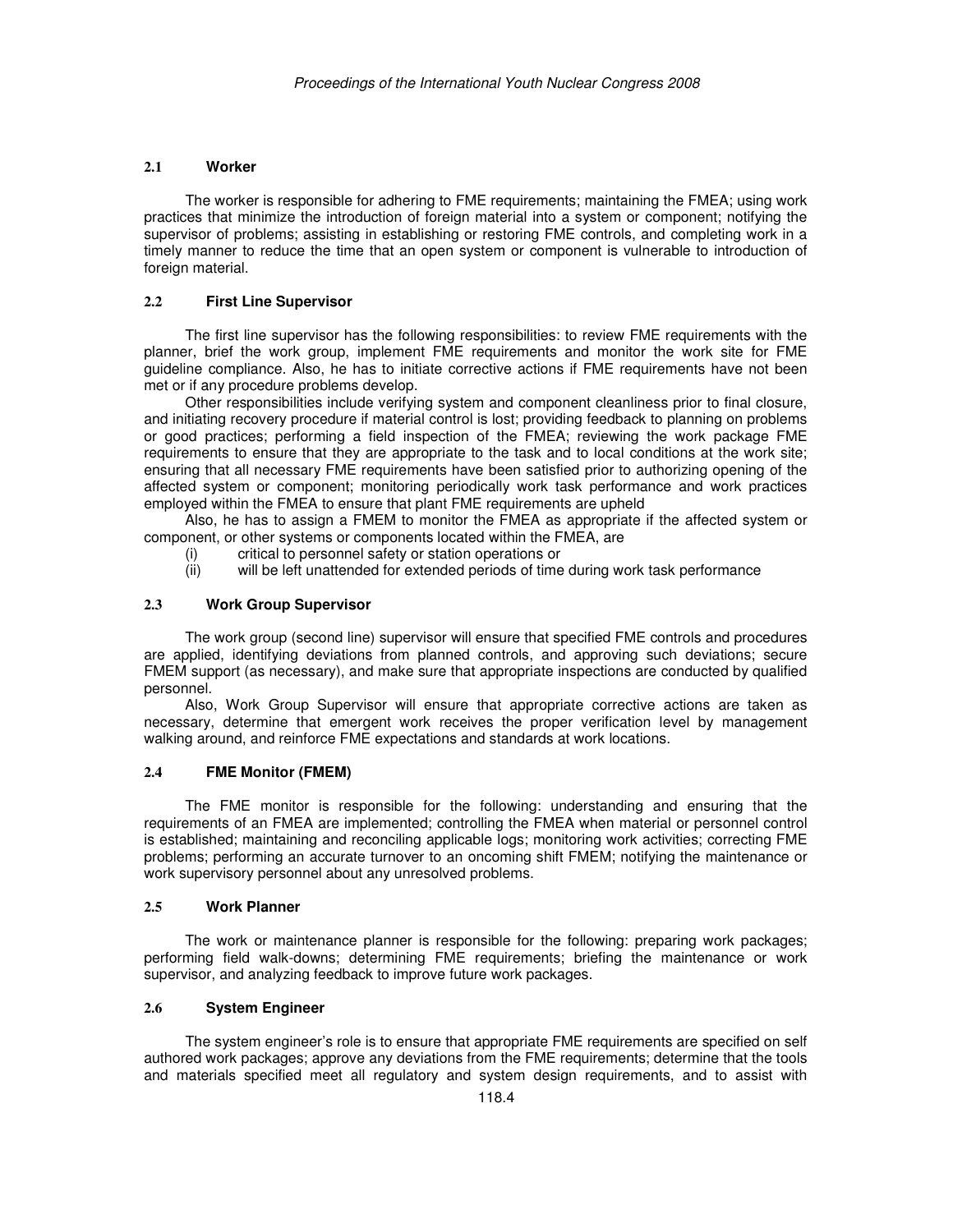### 2.1 Worker

The worker is responsible for adhering to FME requirements; maintaining the FMEA; using work practices that minimize the introduction of foreign material into a system or component; notifying the supervisor of problems; assisting in establishing or restoring FME controls, and completing work in a timely manner to reduce the time that an open system or component is vulnerable to introduction of foreign material.

### 2.2 First Line Supervisor

The first line supervisor has the following responsibilities: to review FME requirements with the planner, brief the work group, implement FME requirements and monitor the work site for FME guideline compliance. Also, he has to initiate corrective actions if FME requirements have not been met or if any procedure problems develop.

Other responsibilities include verifying system and component cleanliness prior to final closure, and initiating recovery procedure if material control is lost; providing feedback to planning on problems or good practices; performing a field inspection of the FMEA; reviewing the work package FME requirements to ensure that they are appropriate to the task and to local conditions at the work site; ensuring that all necessary FME requirements have been satisfied prior to authorizing opening of the affected system or component; monitoring periodically work task performance and work practices employed within the FMEA to ensure that plant FME requirements are upheld

Also, he has to assign a FMEM to monitor the FMEA as appropriate if the affected system or component, or other systems or components located within the FMEA, are

(i) critical to personnel safety or station operations or
(ii) will be left unattended for extended periods of time during work task performance

### 2.3 Work Group Supervisor

The work group (second line) supervisor will ensure that specified FME controls and procedures are applied, identifying deviations from planned controls, and approving such deviations; secure FMEM support (as necessary), and make sure that appropriate inspections are conducted by qualified personnel.

Also, Work Group Supervisor will ensure that appropriate corrective actions are taken as necessary, determine that emergent work receives the proper verification level by management walking around, and reinforce FME expectations and standards at work locations.

### 2.4 FME Monitor (FMEM)

The FME monitor is responsible for the following: understanding and ensuring that the requirements of an FMEA are implemented; controlling the FMEA when material or personnel control is established; maintaining and reconciling applicable logs; monitoring work activities; correcting FME problems; performing an accurate turnover to an oncoming shift FMEM; notifying the maintenance or work supervisory personnel about any unresolved problems.

### 2.5 Work Planner

The work or maintenance planner is responsible for the following: preparing work packages; performing field walk-downs; determining FME requirements; briefing the maintenance or work supervisor, and analyzing feedback to improve future work packages.

### 2.6 System Engineer

The system engineer's role is to ensure that appropriate FME requirements are specified on self authored work packages; approve any deviations from the FME requirements; determine that the tools and materials specified meet all regulatory and system design requirements, and to assist with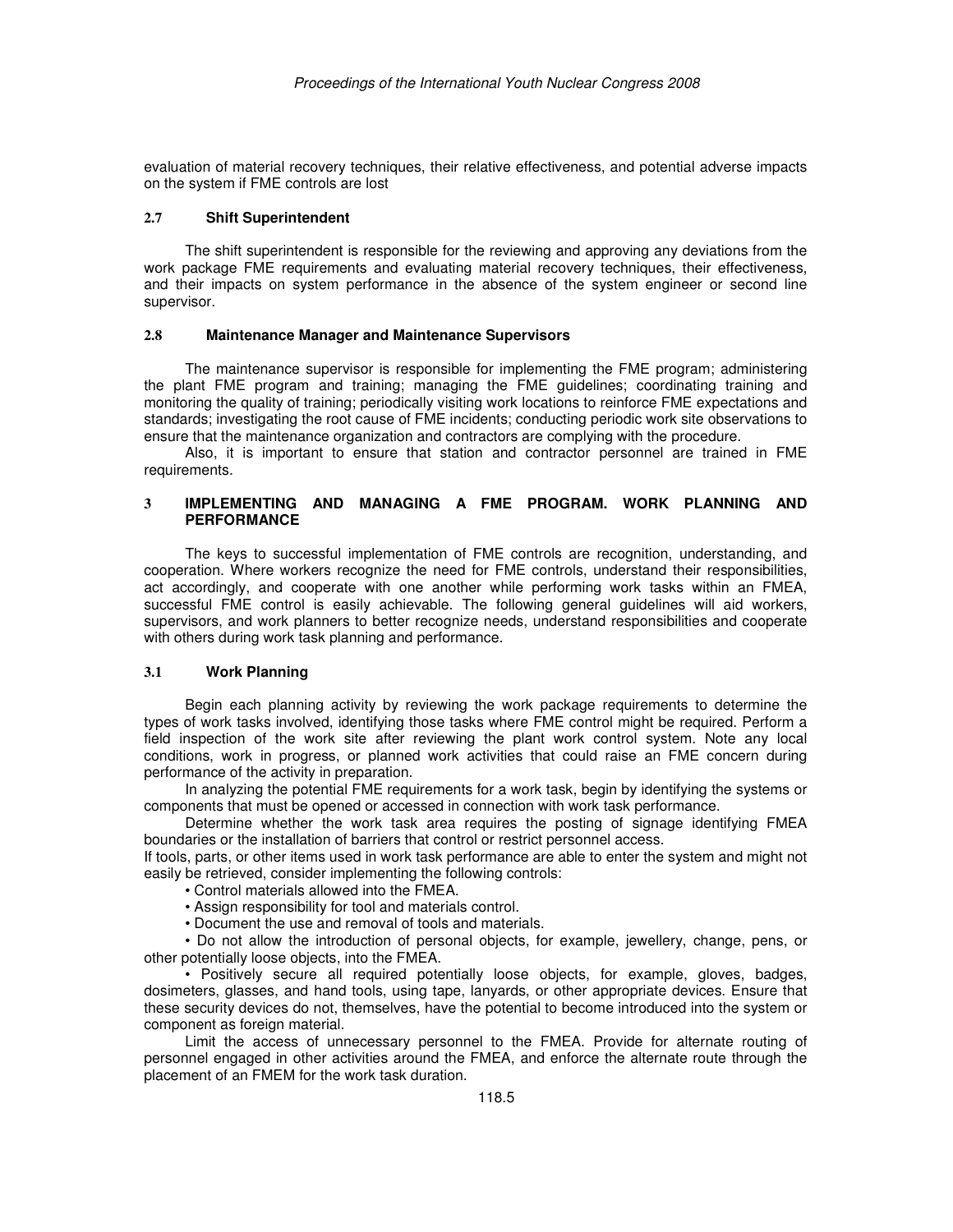evaluation of material recovery techniques, their relative effectiveness, and potential adverse impacts on the system if FME controls are lost

### 2.7 Shift Superintendent

The shift superintendent is responsible for the reviewing and approving any deviations from the work package FME requirements and evaluating material recovery techniques, their effectiveness, and their impacts on system performance in the absence of the system engineer or second line supervisor.

### 2.8 Maintenance Manager and Maintenance Supervisors

The maintenance supervisor is responsible for implementing the FME program; administering the plant FME program and training; managing the FME guidelines; coordinating training and monitoring the quality of training; periodically visiting work locations to reinforce FME expectations and standards; investigating the root cause of FME incidents; conducting periodic work site observations to ensure that the maintenance organization and contractors are complying with the procedure.

Also, it is important to ensure that station and contractor personnel are trained in FME requirements.

## 3 IMPLEMENTING AND MANAGING A FME PROGRAM. WORK PLANNING AND PERFORMANCE

The keys to successful implementation of FME controls are recognition, understanding, and cooperation. Where workers recognize the need for FME controls, understand their responsibilities, act accordingly, and cooperate with one another while performing work tasks within an FMEA, successful FME control is easily achievable. The following general guidelines will aid workers, supervisors, and work planners to better recognize needs, understand responsibilities and cooperate with others during work task planning and performance.

### 3.1 Work Planning

Begin each planning activity by reviewing the work package requirements to determine the types of work tasks involved, identifying those tasks where FME control might be required. Perform a field inspection of the work site after reviewing the plant work control system. Note any local conditions, work in progress, or planned work activities that could raise an FME concern during performance of the activity in preparation.

In analyzing the potential FME requirements for a work task, begin by identifying the systems or components that must be opened or accessed in connection with work task performance.

Determine whether the work task area requires the posting of signage identifying FMEA boundaries or the installation of barriers that control or restrict personnel access.

If tools, parts, or other items used in work task performance are able to enter the system and might not easily be retrieved, consider implementing the following controls:

- Control materials allowed into the FMEA.
- Assign responsibility for tool and materials control.
- Document the use and removal of tools and materials.
- Do not allow the introduction of personal objects, for example, jewellery, change, pens, or other potentially loose objects, into the FMEA.
- Positively secure all required potentially loose objects, for example, gloves, badges, dosimeters, glasses, and hand tools, using tape, lanyards, or other appropriate devices. Ensure that these security devices do not, themselves, have the potential to become introduced into the system or component as foreign material.

Limit the access of unnecessary personnel to the FMEA. Provide for alternate routing of personnel engaged in other activities around the FMEA, and enforce the alternate route through the placement of an FMEM for the work task duration.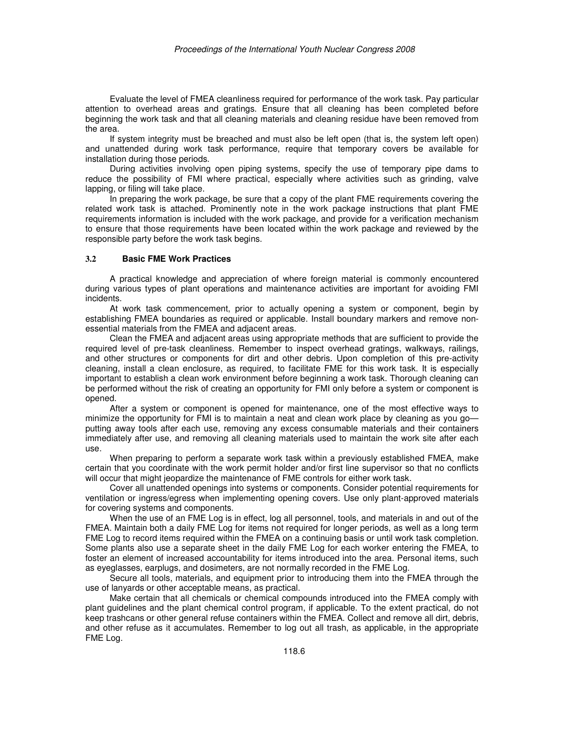Evaluate the level of FMEA cleanliness required for performance of the work task. Pay particular attention to overhead areas and gratings. Ensure that all cleaning has been completed before beginning the work task and that all cleaning materials and cleaning residue have been removed from the area.

If system integrity must be breached and must also be left open (that is, the system left open) and unattended during work task performance, require that temporary covers be available for installation during those periods.

During activities involving open piping systems, specify the use of temporary pipe dams to reduce the possibility of FMI where practical, especially where activities such as grinding, valve lapping, or filing will take place.

In preparing the work package, be sure that a copy of the plant FME requirements covering the related work task is attached. Prominently note in the work package instructions that plant FME requirements information is included with the work package, and provide for a verification mechanism to ensure that those requirements have been located within the work package and reviewed by the responsible party before the work task begins.

### 3.2 Basic FME Work Practices

A practical knowledge and appreciation of where foreign material is commonly encountered during various types of plant operations and maintenance activities are important for avoiding FMI incidents.

At work task commencement, prior to actually opening a system or component, begin by establishing FMEA boundaries as required or applicable. Install boundary markers and remove non-essential materials from the FMEA and adjacent areas.

Clean the FMEA and adjacent areas using appropriate methods that are sufficient to provide the required level of pre-task cleanliness. Remember to inspect overhead gratings, walkways, railings, and other structures or components for dirt and other debris. Upon completion of this pre-activity cleaning, install a clean enclosure, as required, to facilitate FME for this work task. It is especially important to establish a clean work environment before beginning a work task. Thorough cleaning can be performed without the risk of creating an opportunity for FMI only before a system or component is opened.

After a system or component is opened for maintenance, one of the most effective ways to minimize the opportunity for FMI is to maintain a neat and clean work place by cleaning as you go—putting away tools after each use, removing any excess consumable materials and their containers immediately after use, and removing all cleaning materials used to maintain the work site after each use.

When preparing to perform a separate work task within a previously established FMEA, make certain that you coordinate with the work permit holder and/or first line supervisor so that no conflicts will occur that might jeopardize the maintenance of FME controls for either work task.

Cover all unattended openings into systems or components. Consider potential requirements for ventilation or ingress/egress when implementing opening covers. Use only plant-approved materials for covering systems and components.

When the use of an FME Log is in effect, log all personnel, tools, and materials in and out of the FMEA. Maintain both a daily FME Log for items not required for longer periods, as well as a long term FME Log to record items required within the FMEA on a continuing basis or until work task completion. Some plants also use a separate sheet in the daily FME Log for each worker entering the FMEA, to foster an element of increased accountability for items introduced into the area. Personal items, such as eyeglasses, earplugs, and dosimeters, are not normally recorded in the FME Log.

Secure all tools, materials, and equipment prior to introducing them into the FMEA through the use of lanyards or other acceptable means, as practical.

Make certain that all chemicals or chemical compounds introduced into the FMEA comply with plant guidelines and the plant chemical control program, if applicable. To the extent practical, do not keep trashcans or other general refuse containers within the FMEA. Collect and remove all dirt, debris, and other refuse as it accumulates. Remember to log out all trash, as applicable, in the appropriate FME Log.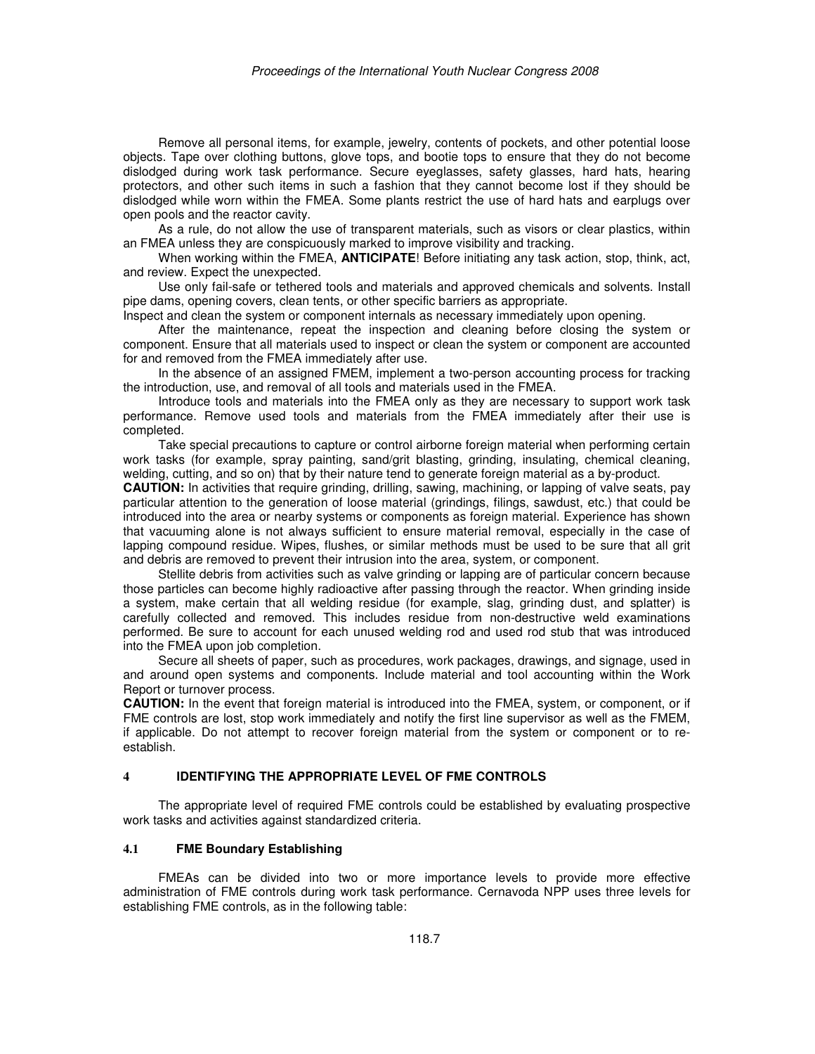Remove all personal items, for example, jewelry, contents of pockets, and other potential loose objects. Tape over clothing buttons, glove tops, and bootie tops to ensure that they do not become dislodged during work task performance. Secure eyeglasses, safety glasses, hard hats, hearing protectors, and other such items in such a fashion that they cannot become lost if they should be dislodged while worn within the FMEA. Some plants restrict the use of hard hats and earplugs over open pools and the reactor cavity.

As a rule, do not allow the use of transparent materials, such as visors or clear plastics, within an FMEA unless they are conspicuously marked to improve visibility and tracking.

When working within the FMEA, **ANTICIPATE**! Before initiating any task action, stop, think, act, and review. Expect the unexpected.

Use only fail-safe or tethered tools and materials and approved chemicals and solvents. Install pipe dams, opening covers, clean tents, or other specific barriers as appropriate.

Inspect and clean the system or component internals as necessary immediately upon opening.

After the maintenance, repeat the inspection and cleaning before closing the system or component. Ensure that all materials used to inspect or clean the system or component are accounted for and removed from the FMEA immediately after use.

In the absence of an assigned FMEM, implement a two-person accounting process for tracking the introduction, use, and removal of all tools and materials used in the FMEA.

Introduce tools and materials into the FMEA only as they are necessary to support work task performance. Remove used tools and materials from the FMEA immediately after their use is completed.

Take special precautions to capture or control airborne foreign material when performing certain work tasks (for example, spray painting, sand/grit blasting, grinding, insulating, chemical cleaning, welding, cutting, and so on) that by their nature tend to generate foreign material as a by-product.

**CAUTION:** In activities that require grinding, drilling, sawing, machining, or lapping of valve seats, pay particular attention to the generation of loose material (grindings, filings, sawdust, etc.) that could be introduced into the area or nearby systems or components as foreign material. Experience has shown that vacuuming alone is not always sufficient to ensure material removal, especially in the case of lapping compound residue. Wipes, flushes, or similar methods must be used to be sure that all grit and debris are removed to prevent their intrusion into the area, system, or component.

Stellite debris from activities such as valve grinding or lapping are of particular concern because those particles can become highly radioactive after passing through the reactor. When grinding inside a system, make certain that all welding residue (for example, slag, grinding dust, and splatter) is carefully collected and removed. This includes residue from non-destructive weld examinations performed. Be sure to account for each unused welding rod and used rod stub that was introduced into the FMEA upon job completion.

Secure all sheets of paper, such as procedures, work packages, drawings, and signage, used in and around open systems and components. Include material and tool accounting within the Work Report or turnover process.

**CAUTION:** In the event that foreign material is introduced into the FMEA, system, or component, or if FME controls are lost, stop work immediately and notify the first line supervisor as well as the FMEM, if applicable. Do not attempt to recover foreign material from the system or component or to re-establish.

## 4 IDENTIFYING THE APPROPRIATE LEVEL OF FME CONTROLS

The appropriate level of required FME controls could be established by evaluating prospective work tasks and activities against standardized criteria.

### 4.1 FME Boundary Establishing

FMEAs can be divided into two or more importance levels to provide more effective administration of FME controls during work task performance. Cernavoda NPP uses three levels for establishing FME controls, as in the following table: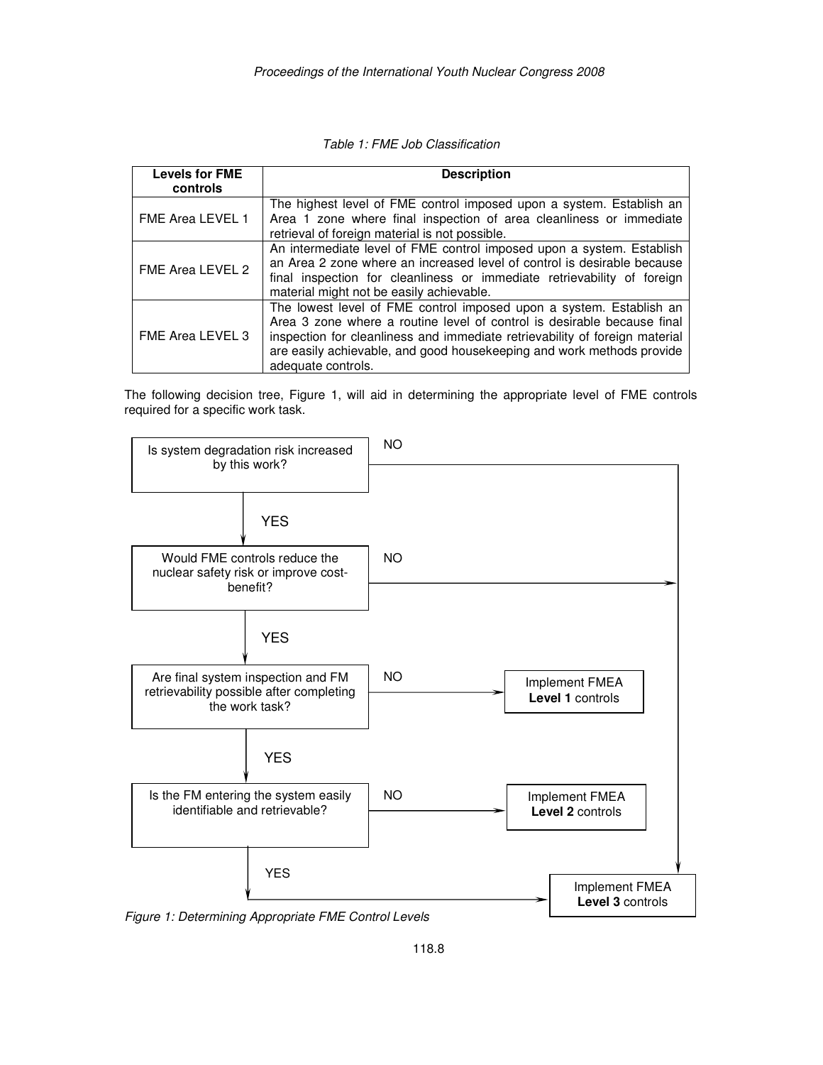*Table 1: FME Job Classification*

| Levels for FME controls | Description |
| --- | --- |
| FME Area LEVEL 1 | The highest level of FME control imposed upon a system. Establish an Area 1 zone where final inspection of area cleanliness or immediate retrieval of foreign material is not possible. |
| FME Area LEVEL 2 | An intermediate level of FME control imposed upon a system. Establish an Area 2 zone where an increased level of control is desirable because final inspection for cleanliness or immediate retrievability of foreign material might not be easily achievable. |
| FME Area LEVEL 3 | The lowest level of FME control imposed upon a system. Establish an Area 3 zone where a routine level of control is desirable because final inspection for cleanliness and immediate retrievability of foreign material are easily achievable, and good housekeeping and work methods provide adequate controls. |

The following decision tree, Figure 1, will aid in determining the appropriate level of FME controls required for a specific work task.

- Is system degradation risk increased by this work?
  - NO → Implement FMEA **Level 3** controls
  - YES → Would FME controls reduce the nuclear safety risk or improve cost-benefit?
    - NO → Implement FMEA **Level 3** controls
    - YES → Are final system inspection and FM retrievability possible after completing the work task?
      - NO → Implement FMEA **Level 1** controls
      - YES → Is the FM entering the system easily identifiable and retrievable?
        - NO → Implement FMEA **Level 2** controls
        - YES → Implement FMEA **Level 3** controls

*Figure 1: Determining Appropriate FME Control Levels*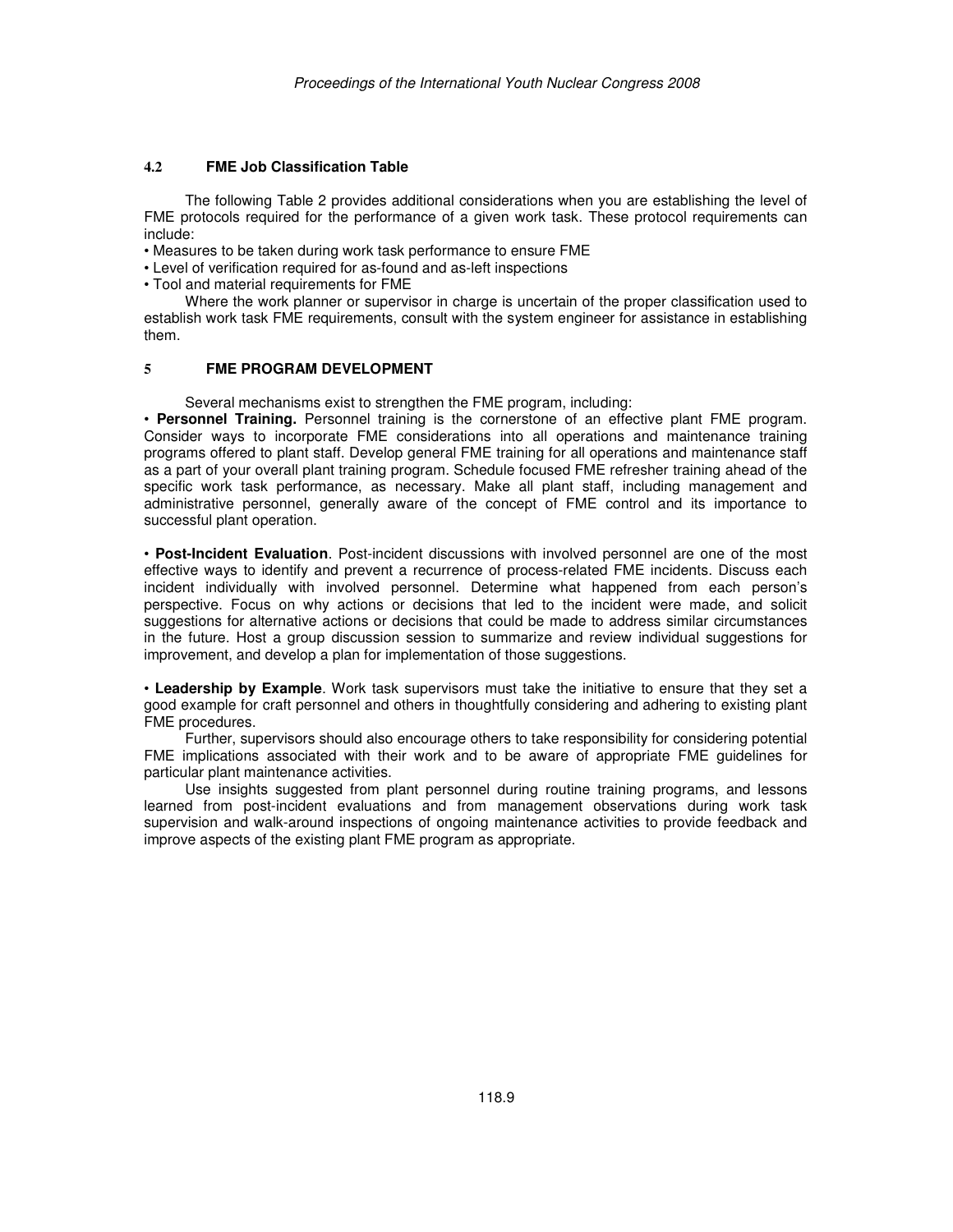### 4.2 FME Job Classification Table

The following Table 2 provides additional considerations when you are establishing the level of FME protocols required for the performance of a given work task. These protocol requirements can include:

- Measures to be taken during work task performance to ensure FME
- Level of verification required for as-found and as-left inspections
- Tool and material requirements for FME

Where the work planner or supervisor in charge is uncertain of the proper classification used to establish work task FME requirements, consult with the system engineer for assistance in establishing them.

## 5 FME PROGRAM DEVELOPMENT

Several mechanisms exist to strengthen the FME program, including:

- **Personnel Training.** Personnel training is the cornerstone of an effective plant FME program. Consider ways to incorporate FME considerations into all operations and maintenance training programs offered to plant staff. Develop general FME training for all operations and maintenance staff as a part of your overall plant training program. Schedule focused FME refresher training ahead of the specific work task performance, as necessary. Make all plant staff, including management and administrative personnel, generally aware of the concept of FME control and its importance to successful plant operation.

- **Post-Incident Evaluation**. Post-incident discussions with involved personnel are one of the most effective ways to identify and prevent a recurrence of process-related FME incidents. Discuss each incident individually with involved personnel. Determine what happened from each person's perspective. Focus on why actions or decisions that led to the incident were made, and solicit suggestions for alternative actions or decisions that could be made to address similar circumstances in the future. Host a group discussion session to summarize and review individual suggestions for improvement, and develop a plan for implementation of those suggestions.

- **Leadership by Example**. Work task supervisors must take the initiative to ensure that they set a good example for craft personnel and others in thoughtfully considering and adhering to existing plant FME procedures.

Further, supervisors should also encourage others to take responsibility for considering potential FME implications associated with their work and to be aware of appropriate FME guidelines for particular plant maintenance activities.

Use insights suggested from plant personnel during routine training programs, and lessons learned from post-incident evaluations and from management observations during work task supervision and walk-around inspections of ongoing maintenance activities to provide feedback and improve aspects of the existing plant FME program as appropriate.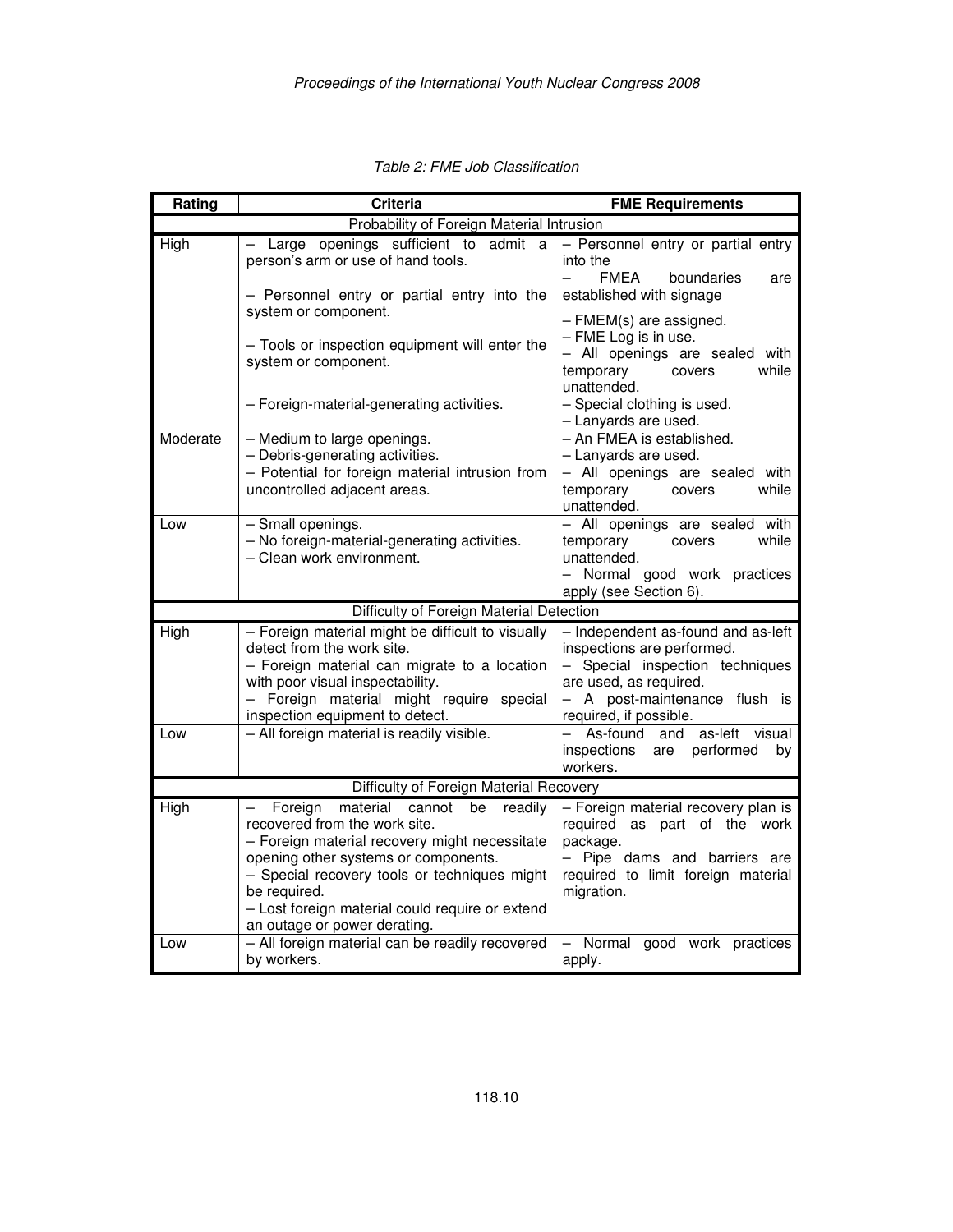*Table 2: FME Job Classification*

| Rating | Criteria | FME Requirements |
|---|---|---|
| Probability of Foreign Material Intrusion | | |
| High | – Large openings sufficient to admit a person's arm or use of hand tools.<br>– Personnel entry or partial entry into the system or component.<br>– Tools or inspection equipment will enter the system or component.<br>– Foreign-material-generating activities. | – Personnel entry or partial entry into the<br>– FMEA boundaries are established with signage<br>– FMEM(s) are assigned.<br>– FME Log is in use.<br>– All openings are sealed with temporary covers while unattended.<br>– Special clothing is used.<br>– Lanyards are used. |
| Moderate | – Medium to large openings.<br>– Debris-generating activities.<br>– Potential for foreign material intrusion from uncontrolled adjacent areas. | – An FMEA is established.<br>– Lanyards are used.<br>– All openings are sealed with temporary covers while unattended. |
| Low | – Small openings.<br>– No foreign-material-generating activities.<br>– Clean work environment. | – All openings are sealed with temporary covers while unattended.<br>– Normal good work practices apply (see Section 6). |
| Difficulty of Foreign Material Detection | | |
| High | – Foreign material might be difficult to visually detect from the work site.<br>– Foreign material can migrate to a location with poor visual inspectability.<br>– Foreign material might require special inspection equipment to detect. | – Independent as-found and as-left inspections are performed.<br>– Special inspection techniques are used, as required.<br>– A post-maintenance flush is required, if possible. |
| Low | – All foreign material is readily visible. | – As-found and as-left visual inspections are performed by workers. |
| Difficulty of Foreign Material Recovery | | |
| High | – Foreign material cannot be readily recovered from the work site.<br>– Foreign material recovery might necessitate opening other systems or components.<br>– Special recovery tools or techniques might be required.<br>– Lost foreign material could require or extend an outage or power derating. | – Foreign material recovery plan is required as part of the work package.<br>– Pipe dams and barriers are required to limit foreign material migration. |
| Low | – All foreign material can be readily recovered by workers. | – Normal good work practices apply. |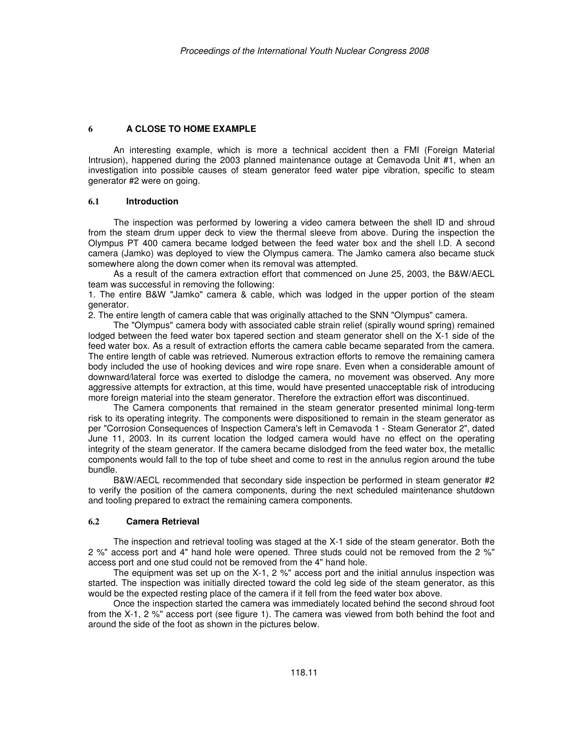## 6 A CLOSE TO HOME EXAMPLE

An interesting example, which is more a technical accident then a FMI (Foreign Material Intrusion), happened during the 2003 planned maintenance outage at Cemavoda Unit #1, when an investigation into possible causes of steam generator feed water pipe vibration, specific to steam generator #2 were on going.

### 6.1 Introduction

The inspection was performed by lowering a video camera between the shell ID and shroud from the steam drum upper deck to view the thermal sleeve from above. During the inspection the Olympus PT 400 camera became lodged between the feed water box and the shell I.D. A second camera (Jamko) was deployed to view the Olympus camera. The Jamko camera also became stuck somewhere along the down comer when its removal was attempted.

As a result of the camera extraction effort that commenced on June 25, 2003, the B&W/AECL team was successful in removing the following:

1. The entire B&W "Jamko" camera & cable, which was lodged in the upper portion of the steam generator.
2. The entire length of camera cable that was originally attached to the SNN "Olympus" camera.

The "Olympus" camera body with associated cable strain relief (spirally wound spring) remained lodged between the feed water box tapered section and steam generator shell on the X-1 side of the feed water box. As a result of extraction efforts the camera cable became separated from the camera. The entire length of cable was retrieved. Numerous extraction efforts to remove the remaining camera body included the use of hooking devices and wire rope snare. Even when a considerable amount of downward/lateral force was exerted to dislodge the camera, no movement was observed. Any more aggressive attempts for extraction, at this time, would have presented unacceptable risk of introducing more foreign material into the steam generator. Therefore the extraction effort was discontinued.

The Camera components that remained in the steam generator presented minimal long-term risk to its operating integrity. The components were dispositioned to remain in the steam generator as per "Corrosion Consequences of Inspection Camera's left in Cemavoda 1 - Steam Generator 2", dated June 11, 2003. In its current location the lodged camera would have no effect on the operating integrity of the steam generator. If the camera became dislodged from the feed water box, the metallic components would fall to the top of tube sheet and come to rest in the annulus region around the tube bundle.

B&W/AECL recommended that secondary side inspection be performed in steam generator #2 to verify the position of the camera components, during the next scheduled maintenance shutdown and tooling prepared to extract the remaining camera components.

### 6.2 Camera Retrieval

The inspection and retrieval tooling was staged at the X-1 side of the steam generator. Both the 2 ½" access port and 4" hand hole were opened. Three studs could not be removed from the 2 ½" access port and one stud could not be removed from the 4" hand hole.

The equipment was set up on the X-1, 2 ½" access port and the initial annulus inspection was started. The inspection was initially directed toward the cold leg side of the steam generator, as this would be the expected resting place of the camera if it fell from the feed water box above.

Once the inspection started the camera was immediately located behind the second shroud foot from the X-1, 2 ½" access port (see figure 1). The camera was viewed from both behind the foot and around the side of the foot as shown in the pictures below.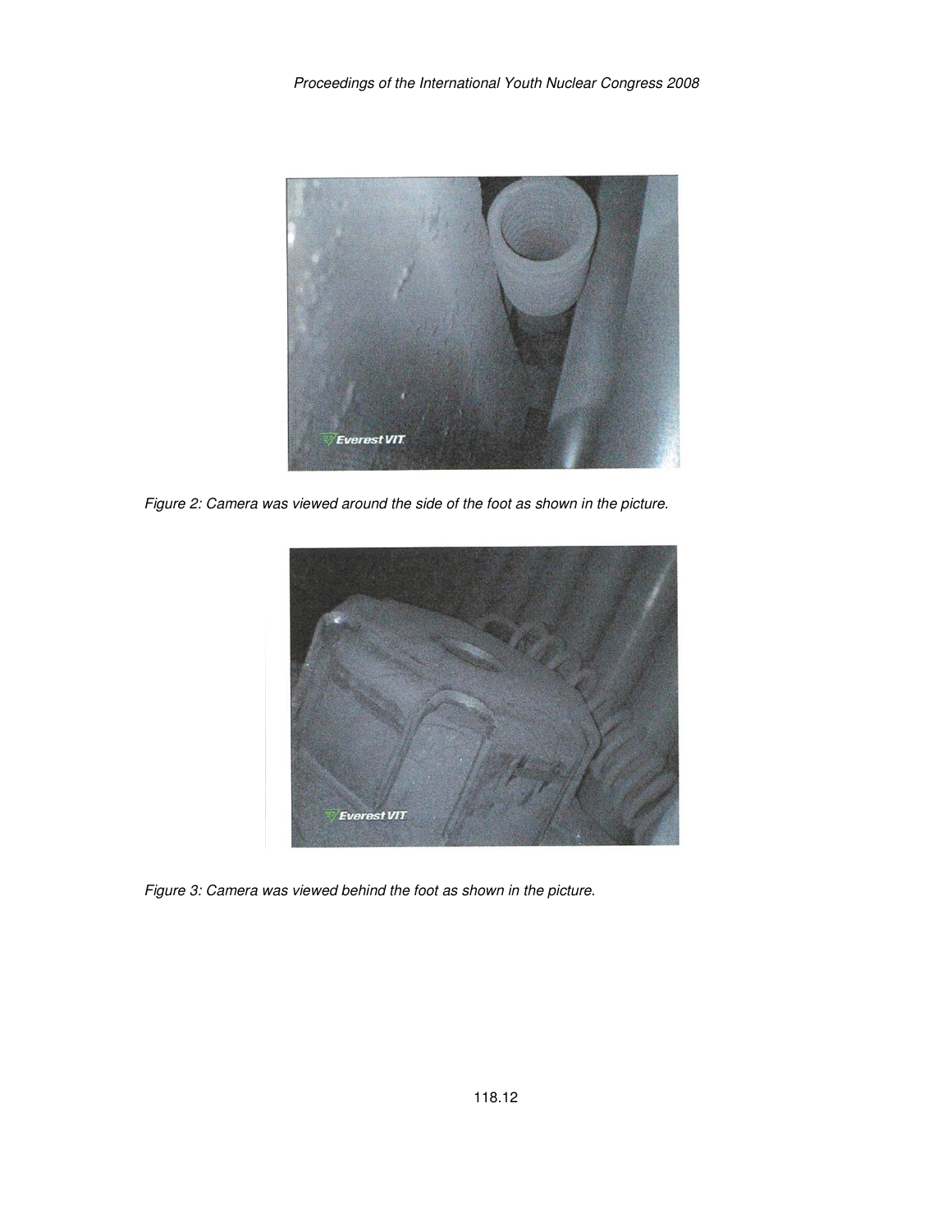Figure 2: Camera was viewed around the side of the foot as shown in the picture.

Figure 3: Camera was viewed behind the foot as shown in the picture.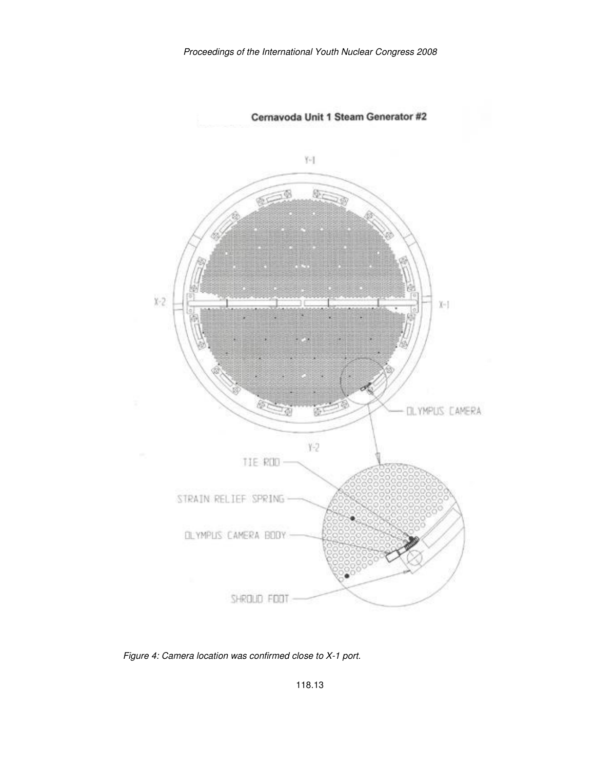*Figure 4: Camera location was confirmed close to X-1 port.*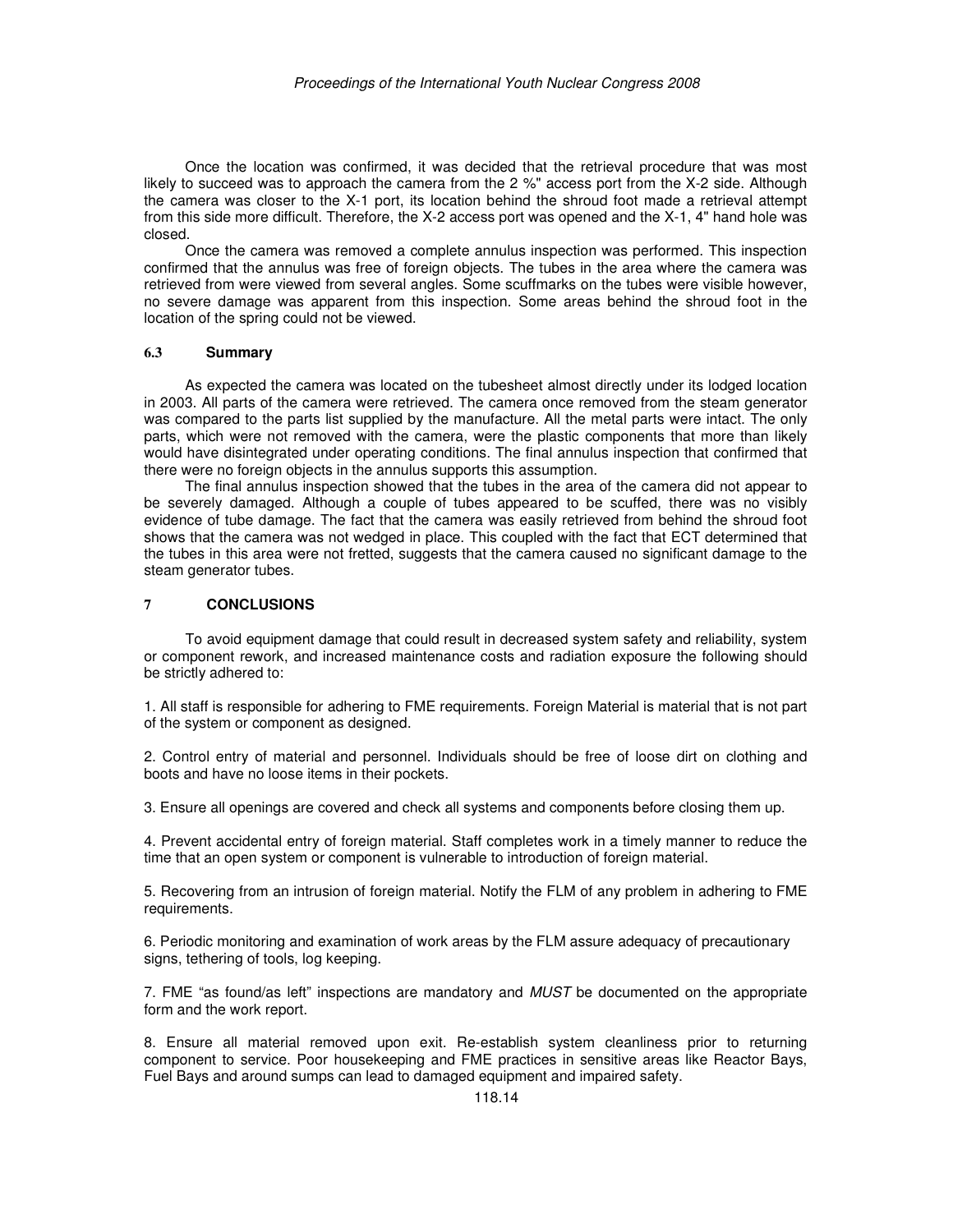Once the location was confirmed, it was decided that the retrieval procedure that was most likely to succeed was to approach the camera from the 2 ¾" access port from the X-2 side. Although the camera was closer to the X-1 port, its location behind the shroud foot made a retrieval attempt from this side more difficult. Therefore, the X-2 access port was opened and the X-1, 4" hand hole was closed.

Once the camera was removed a complete annulus inspection was performed. This inspection confirmed that the annulus was free of foreign objects. The tubes in the area where the camera was retrieved from were viewed from several angles. Some scuffmarks on the tubes were visible however, no severe damage was apparent from this inspection. Some areas behind the shroud foot in the location of the spring could not be viewed.

### 6.3 Summary

As expected the camera was located on the tubesheet almost directly under its lodged location in 2003. All parts of the camera were retrieved. The camera once removed from the steam generator was compared to the parts list supplied by the manufacture. All the metal parts were intact. The only parts, which were not removed with the camera, were the plastic components that more than likely would have disintegrated under operating conditions. The final annulus inspection that confirmed that there were no foreign objects in the annulus supports this assumption.

The final annulus inspection showed that the tubes in the area of the camera did not appear to be severely damaged. Although a couple of tubes appeared to be scuffed, there was no visibly evidence of tube damage. The fact that the camera was easily retrieved from behind the shroud foot shows that the camera was not wedged in place. This coupled with the fact that ECT determined that the tubes in this area were not fretted, suggests that the camera caused no significant damage to the steam generator tubes.

## 7 CONCLUSIONS

To avoid equipment damage that could result in decreased system safety and reliability, system or component rework, and increased maintenance costs and radiation exposure the following should be strictly adhered to:

1. All staff is responsible for adhering to FME requirements. Foreign Material is material that is not part of the system or component as designed.

2. Control entry of material and personnel. Individuals should be free of loose dirt on clothing and boots and have no loose items in their pockets.

3. Ensure all openings are covered and check all systems and components before closing them up.

4. Prevent accidental entry of foreign material. Staff completes work in a timely manner to reduce the time that an open system or component is vulnerable to introduction of foreign material.

5. Recovering from an intrusion of foreign material. Notify the FLM of any problem in adhering to FME requirements.

6. Periodic monitoring and examination of work areas by the FLM assure adequacy of precautionary signs, tethering of tools, log keeping.

7. FME "as found/as left" inspections are mandatory and *MUST* be documented on the appropriate form and the work report.

8. Ensure all material removed upon exit. Re-establish system cleanliness prior to returning component to service. Poor housekeeping and FME practices in sensitive areas like Reactor Bays, Fuel Bays and around sumps can lead to damaged equipment and impaired safety.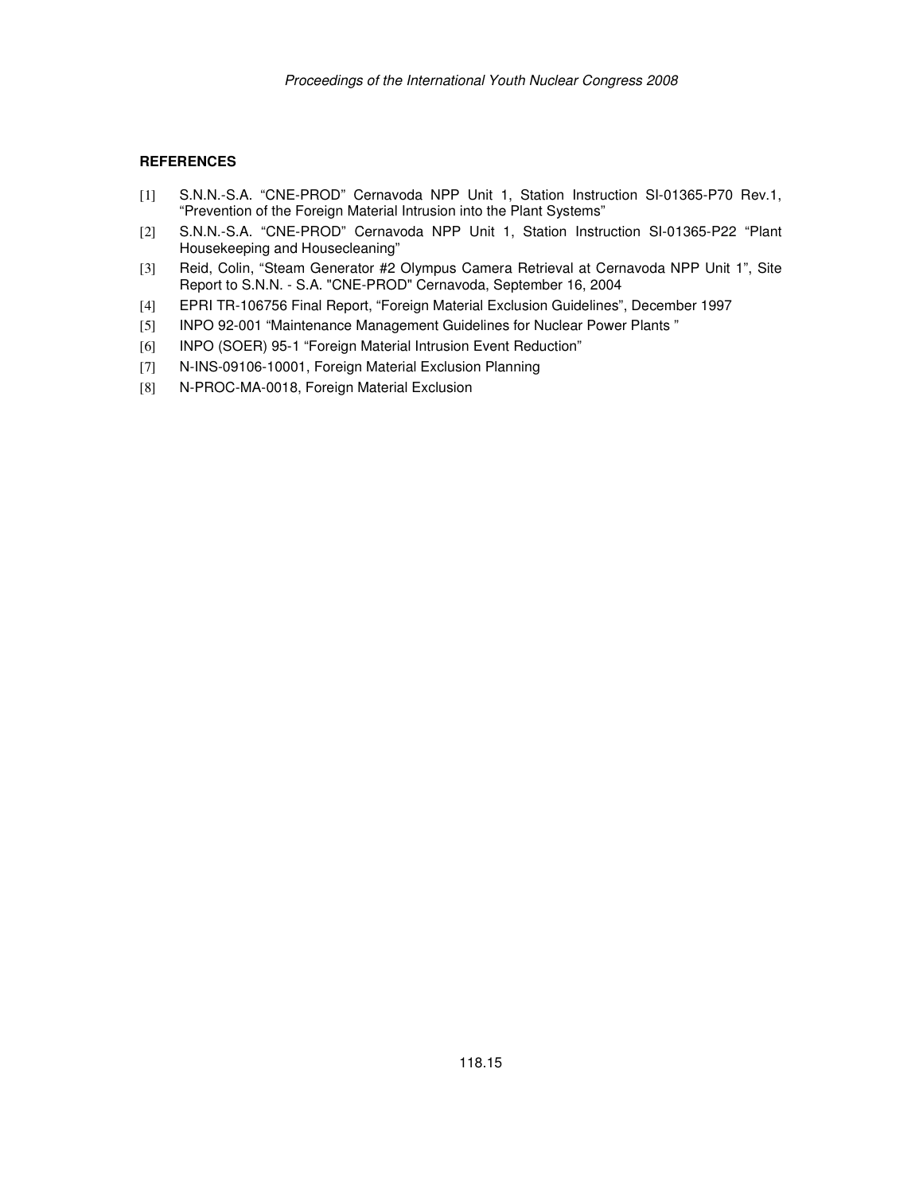**REFERENCES**

[1] S.N.N.-S.A. "CNE-PROD" Cernavoda NPP Unit 1, Station Instruction SI-01365-P70 Rev.1, "Prevention of the Foreign Material Intrusion into the Plant Systems"

[2] S.N.N.-S.A. "CNE-PROD" Cernavoda NPP Unit 1, Station Instruction SI-01365-P22 "Plant Housekeeping and Housecleaning"

[3] Reid, Colin, "Steam Generator #2 Olympus Camera Retrieval at Cernavoda NPP Unit 1", Site Report to S.N.N. - S.A. "CNE-PROD" Cernavoda, September 16, 2004

[4] EPRI TR-106756 Final Report, "Foreign Material Exclusion Guidelines", December 1997

[5] INPO 92-001 "Maintenance Management Guidelines for Nuclear Power Plants "

[6] INPO (SOER) 95-1 "Foreign Material Intrusion Event Reduction"

[7] N-INS-09106-10001, Foreign Material Exclusion Planning

[8] N-PROC-MA-0018, Foreign Material Exclusion